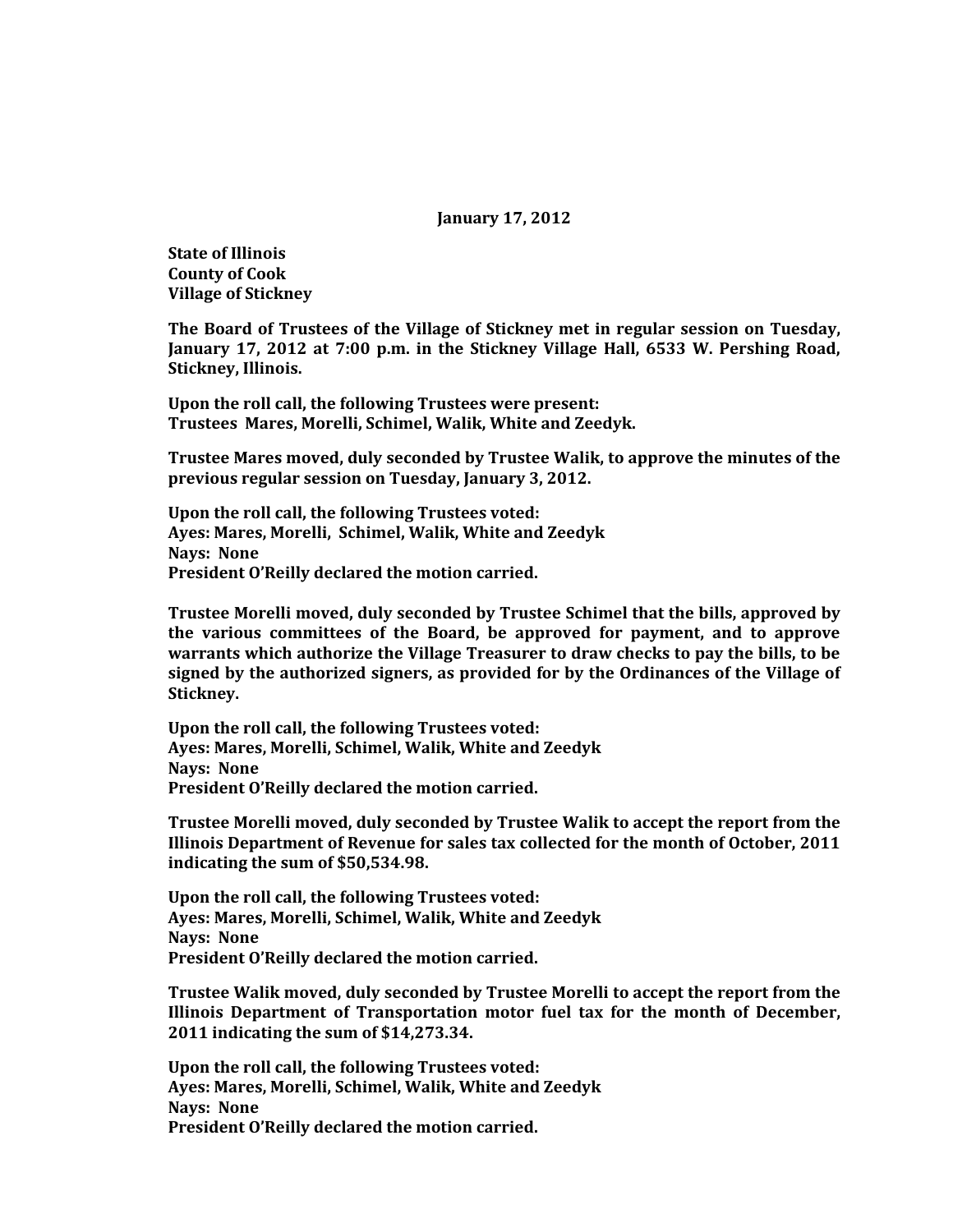**January 17, 2012**

**State of Illinois**
**County of Cook**
**Village of Stickney**

**The Board of Trustees of the Village of Stickney met in regular session on Tuesday, January 17, 2012 at 7:00 p.m. in the Stickney Village Hall, 6533 W. Pershing Road, Stickney, Illinois.**

**Upon the roll call, the following Trustees were present:**
**Trustees Mares, Morelli, Schimel, Walik, White and Zeedyk.**

**Trustee Mares moved, duly seconded by Trustee Walik, to approve the minutes of the previous regular session on Tuesday, January 3, 2012.**

**Upon the roll call, the following Trustees voted:**
**Ayes: Mares, Morelli, Schimel, Walik, White and Zeedyk**
**Nays: None**
**President O'Reilly declared the motion carried.**

**Trustee Morelli moved, duly seconded by Trustee Schimel that the bills, approved by the various committees of the Board, be approved for payment, and to approve warrants which authorize the Village Treasurer to draw checks to pay the bills, to be signed by the authorized signers, as provided for by the Ordinances of the Village of Stickney.**

**Upon the roll call, the following Trustees voted:**
**Ayes: Mares, Morelli, Schimel, Walik, White and Zeedyk**
**Nays: None**
**President O'Reilly declared the motion carried.**

**Trustee Morelli moved, duly seconded by Trustee Walik to accept the report from the Illinois Department of Revenue for sales tax collected for the month of October, 2011 indicating the sum of $50,534.98.**

**Upon the roll call, the following Trustees voted:**
**Ayes: Mares, Morelli, Schimel, Walik, White and Zeedyk**
**Nays: None**
**President O'Reilly declared the motion carried.**

**Trustee Walik moved, duly seconded by Trustee Morelli to accept the report from the Illinois Department of Transportation motor fuel tax for the month of December, 2011 indicating the sum of $14,273.34.**

**Upon the roll call, the following Trustees voted:**
**Ayes: Mares, Morelli, Schimel, Walik, White and Zeedyk**
**Nays: None**
**President O'Reilly declared the motion carried.**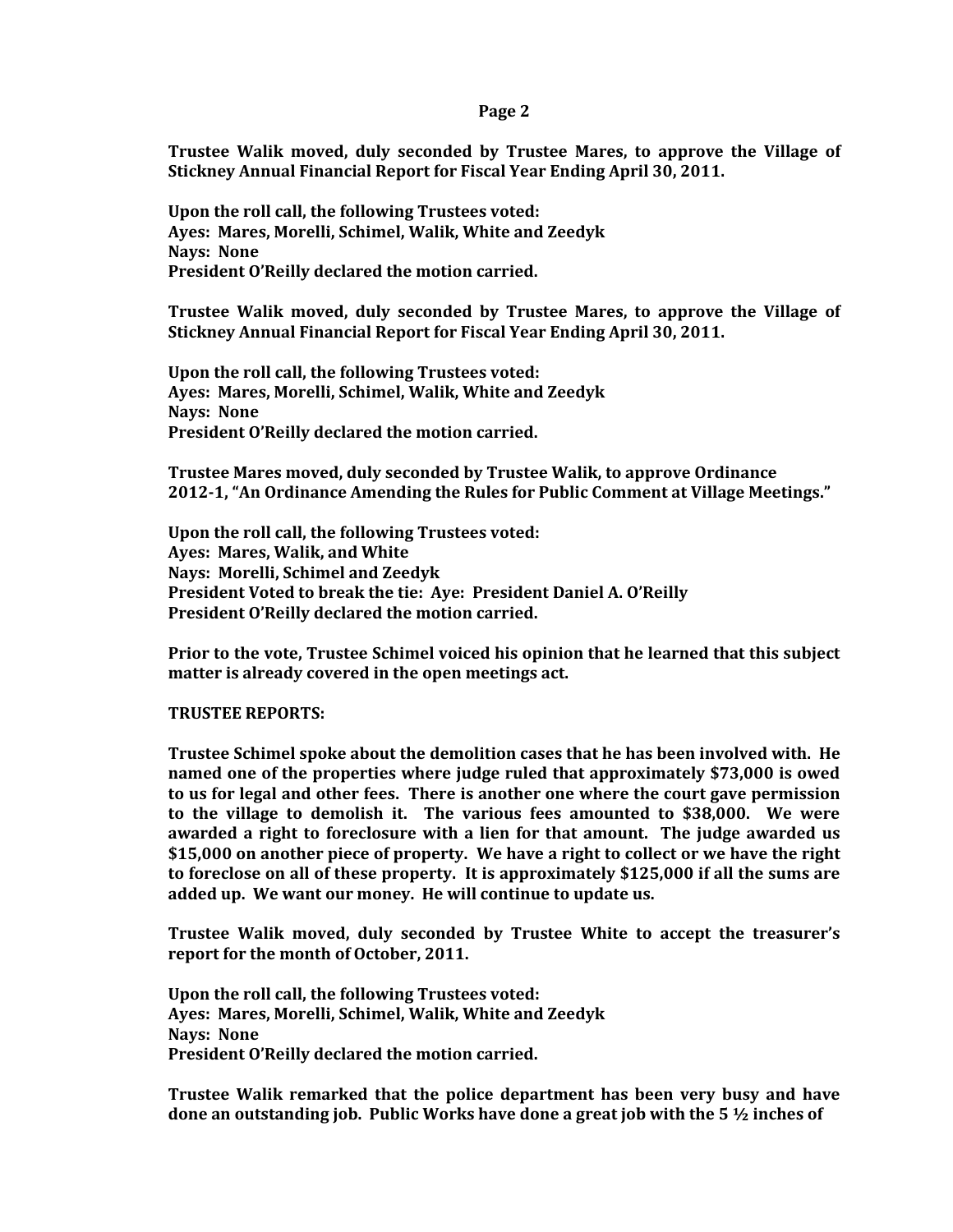**Trustee Walik moved, duly seconded by Trustee Mares, to approve the Village of Stickney Annual Financial Report for Fiscal Year Ending April 30, 2011.**

**Upon the roll call, the following Trustees voted:**
**Ayes: Mares, Morelli, Schimel, Walik, White and Zeedyk**
**Nays: None**
**President O'Reilly declared the motion carried.**

**Trustee Walik moved, duly seconded by Trustee Mares, to approve the Village of Stickney Annual Financial Report for Fiscal Year Ending April 30, 2011.**

**Upon the roll call, the following Trustees voted:**
**Ayes: Mares, Morelli, Schimel, Walik, White and Zeedyk**
**Nays: None**
**President O'Reilly declared the motion carried.**

**Trustee Mares moved, duly seconded by Trustee Walik, to approve Ordinance 2012-1, "An Ordinance Amending the Rules for Public Comment at Village Meetings."**

**Upon the roll call, the following Trustees voted:**
**Ayes: Mares, Walik, and White**
**Nays: Morelli, Schimel and Zeedyk**
**President Voted to break the tie: Aye: President Daniel A. O'Reilly**
**President O'Reilly declared the motion carried.**

**Prior to the vote, Trustee Schimel voiced his opinion that he learned that this subject matter is already covered in the open meetings act.**

**TRUSTEE REPORTS:**

**Trustee Schimel spoke about the demolition cases that he has been involved with. He named one of the properties where judge ruled that approximately $73,000 is owed to us for legal and other fees. There is another one where the court gave permission to the village to demolish it. The various fees amounted to $38,000. We were awarded a right to foreclosure with a lien for that amount. The judge awarded us $15,000 on another piece of property. We have a right to collect or we have the right to foreclose on all of these property. It is approximately $125,000 if all the sums are added up. We want our money. He will continue to update us.**

**Trustee Walik moved, duly seconded by Trustee White to accept the treasurer's report for the month of October, 2011.**

**Upon the roll call, the following Trustees voted:**
**Ayes: Mares, Morelli, Schimel, Walik, White and Zeedyk**
**Nays: None**
**President O'Reilly declared the motion carried.**

**Trustee Walik remarked that the police department has been very busy and have done an outstanding job. Public Works have done a great job with the 5 ½ inches of**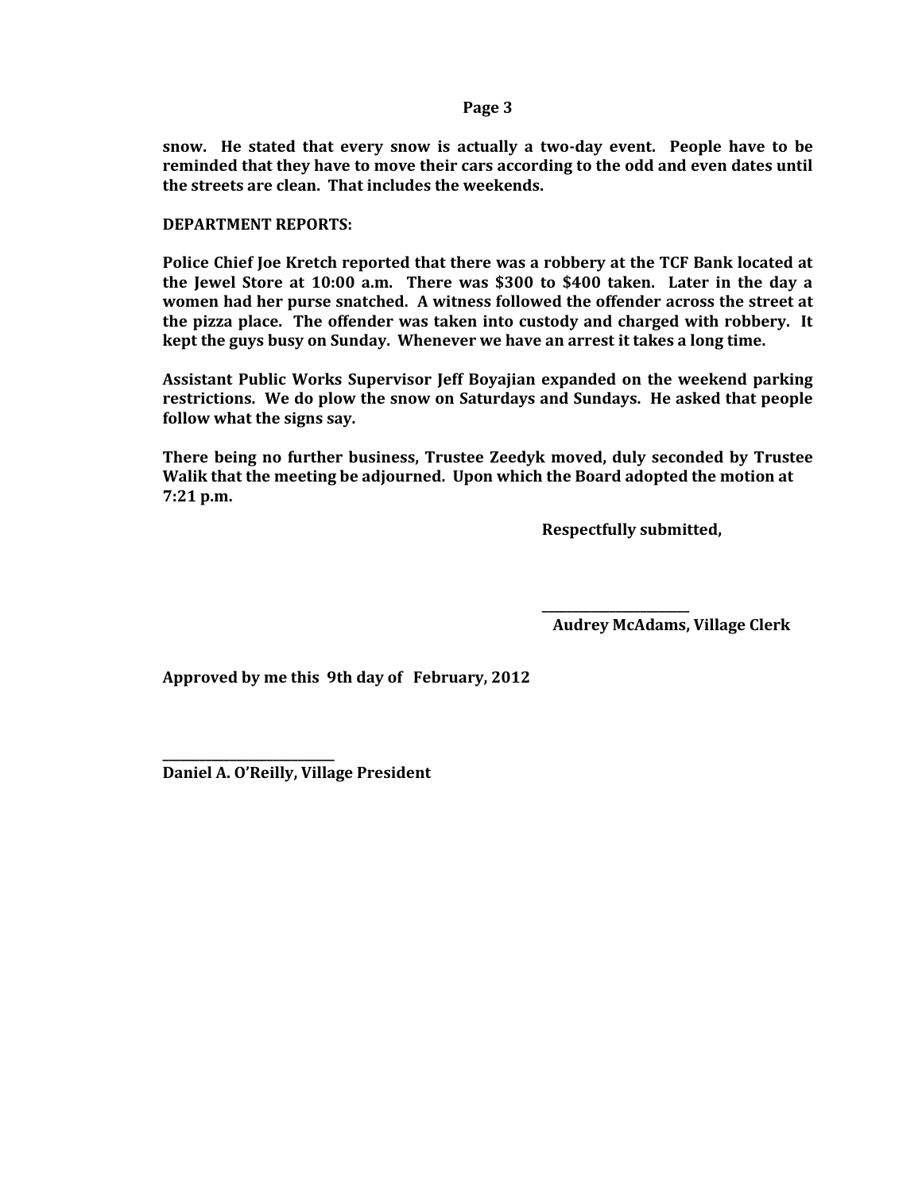**snow. He stated that every snow is actually a two-day event. People have to be reminded that they have to move their cars according to the odd and even dates until the streets are clean. That includes the weekends.**

**DEPARTMENT REPORTS:**

**Police Chief Joe Kretch reported that there was a robbery at the TCF Bank located at the Jewel Store at 10:00 a.m. There was $300 to $400 taken. Later in the day a women had her purse snatched. A witness followed the offender across the street at the pizza place. The offender was taken into custody and charged with robbery. It kept the guys busy on Sunday. Whenever we have an arrest it takes a long time.**

**Assistant Public Works Supervisor Jeff Boyajian expanded on the weekend parking restrictions. We do plow the snow on Saturdays and Sundays. He asked that people follow what the signs say.**

**There being no further business, Trustee Zeedyk moved, duly seconded by Trustee Walik that the meeting be adjourned. Upon which the Board adopted the motion at 7:21 p.m.**

**Respectfully submitted,**

**\_\_\_\_\_\_\_\_\_\_\_\_\_\_\_\_\_\_\_\_\_\_\_**
**Audrey McAdams, Village Clerk**

**Approved by me this 9th day of February, 2012**

**\_\_\_\_\_\_\_\_\_\_\_\_\_\_\_\_\_\_\_\_\_\_\_\_\_\_\_**
**Daniel A. O'Reilly, Village President**